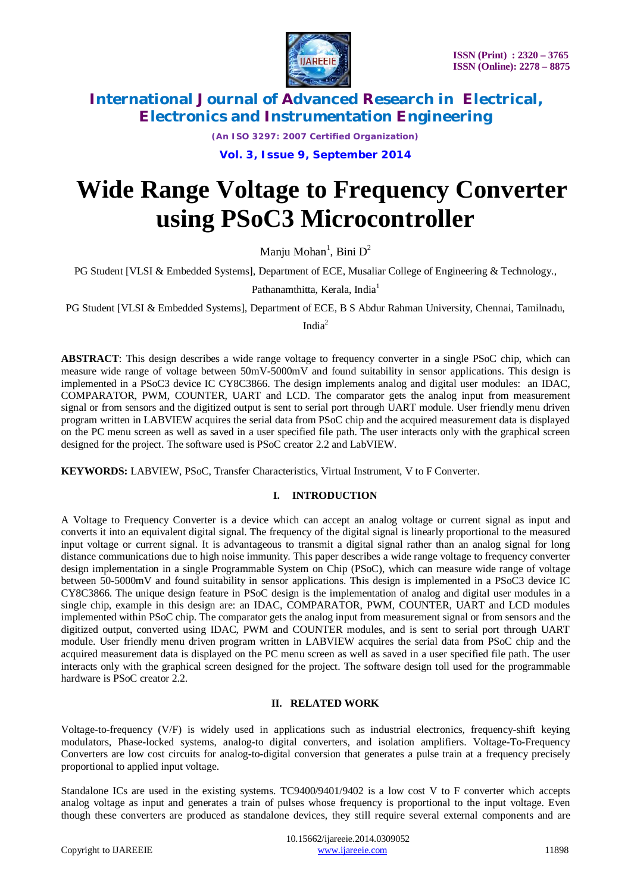# Wide Range Voltage to Frequency Converter using PSoC3 Microcontroller

Manju Mohan[1], Bini D[2]

PG Student [VLSI & Embedded Systems], Department of ECE, Musaliar College of Engineering & Technology., Pathanamthitta, Kerala, India[1]

PG Student [VLSI & Embedded Systems], Department of ECE, B S Abdur Rahman University, Chennai, Tamilnadu, India[2]

**ABSTRACT**: This design describes a wide range voltage to frequency converter in a single PSoC chip, which can measure wide range of voltage between 50mV-5000mV and found suitability in sensor applications. This design is implemented in a PSoC3 device IC CY8C3866. The design implements analog and digital user modules: an IDAC, COMPARATOR, PWM, COUNTER, UART and LCD. The comparator gets the analog input from measurement signal or from sensors and the digitized output is sent to serial port through UART module. User friendly menu driven program written in LABVIEW acquires the serial data from PSoC chip and the acquired measurement data is displayed on the PC menu screen as well as saved in a user specified file path. The user interacts only with the graphical screen designed for the project. The software used is PSoC creator 2.2 and LabVIEW.

**KEYWORDS:** LABVIEW, PSoC, Transfer Characteristics, Virtual Instrument, V to F Converter.

## I. INTRODUCTION

A Voltage to Frequency Converter is a device which can accept an analog voltage or current signal as input and converts it into an equivalent digital signal. The frequency of the digital signal is linearly proportional to the measured input voltage or current signal. It is advantageous to transmit a digital signal rather than an analog signal for long distance communications due to high noise immunity. This paper describes a wide range voltage to frequency converter design implementation in a single Programmable System on Chip (PSoC), which can measure wide range of voltage between 50-5000mV and found suitability in sensor applications. This design is implemented in a PSoC3 device IC CY8C3866. The unique design feature in PSoC design is the implementation of analog and digital user modules in a single chip, example in this design are: an IDAC, COMPARATOR, PWM, COUNTER, UART and LCD modules implemented within PSoC chip. The comparator gets the analog input from measurement signal or from sensors and the digitized output, converted using IDAC, PWM and COUNTER modules, and is sent to serial port through UART module. User friendly menu driven program written in LABVIEW acquires the serial data from PSoC chip and the acquired measurement data is displayed on the PC menu screen as well as saved in a user specified file path. The user interacts only with the graphical screen designed for the project. The software design toll used for the programmable hardware is PSoC creator 2.2.

## II. RELATED WORK

Voltage-to-frequency (V/F) is widely used in applications such as industrial electronics, frequency-shift keying modulators, Phase-locked systems, analog-to digital converters, and isolation amplifiers. Voltage-To-Frequency Converters are low cost circuits for analog-to-digital conversion that generates a pulse train at a frequency precisely proportional to applied input voltage.

Standalone ICs are used in the existing systems. TC9400/9401/9402 is a low cost V to F converter which accepts analog voltage as input and generates a train of pulses whose frequency is proportional to the input voltage. Even though these converters are produced as standalone devices, they still require several external components and are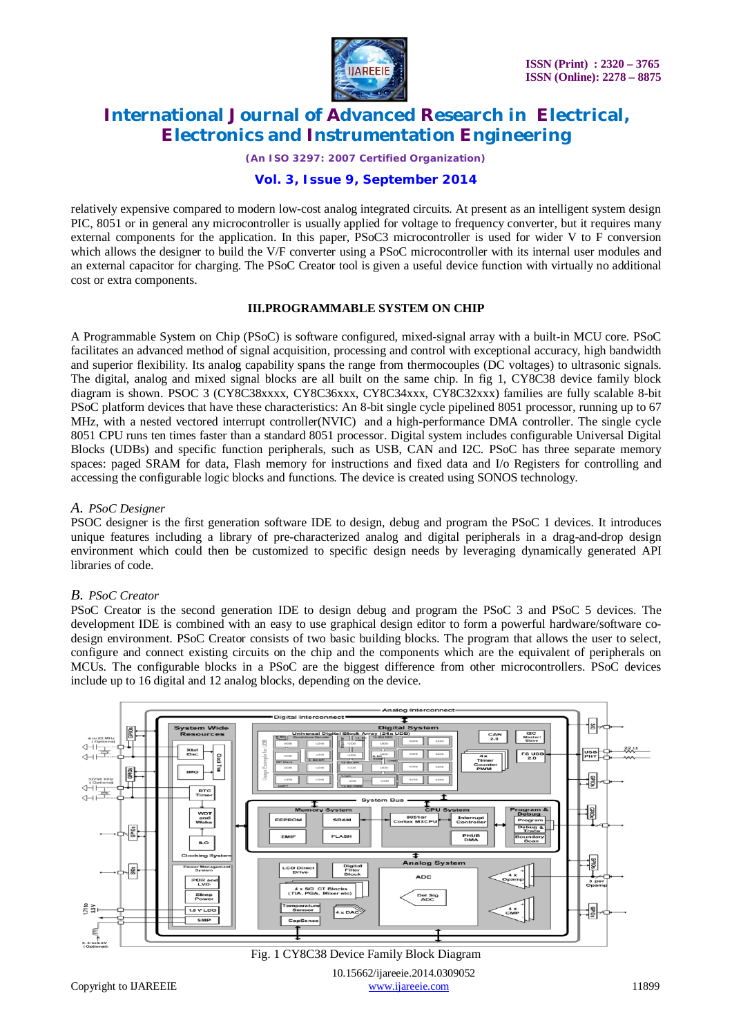relatively expensive compared to modern low-cost analog integrated circuits. At present as an intelligent system design PIC, 8051 or in general any microcontroller is usually applied for voltage to frequency converter, but it requires many external components for the application. In this paper, PSoC3 microcontroller is used for wider V to F conversion which allows the designer to build the V/F converter using a PSoC microcontroller with its internal user modules and an external capacitor for charging. The PSoC Creator tool is given a useful device function with virtually no additional cost or extra components.

## III.PROGRAMMABLE SYSTEM ON CHIP

A Programmable System on Chip (PSoC) is software configured, mixed-signal array with a built-in MCU core. PSoC facilitates an advanced method of signal acquisition, processing and control with exceptional accuracy, high bandwidth and superior flexibility. Its analog capability spans the range from thermocouples (DC voltages) to ultrasonic signals. The digital, analog and mixed signal blocks are all built on the same chip. In fig 1, CY8C38 device family block diagram is shown. PSOC 3 (CY8C38xxxx, CY8C36xxx, CY8C34xxx, CY8C32xxx) families are fully scalable 8-bit PSoC platform devices that have these characteristics: An 8-bit single cycle pipelined 8051 processor, running up to 67 MHz, with a nested vectored interrupt controller(NVIC) and a high-performance DMA controller. The single cycle 8051 CPU runs ten times faster than a standard 8051 processor. Digital system includes configurable Universal Digital Blocks (UDBs) and specific function peripherals, such as USB, CAN and I2C. PSoC has three separate memory spaces: paged SRAM for data, Flash memory for instructions and fixed data and I/o Registers for controlling and accessing the configurable logic blocks and functions. The device is created using SONOS technology.

### *A. PSoC Designer*

PSOC designer is the first generation software IDE to design, debug and program the PSoC 1 devices. It introduces unique features including a library of pre-characterized analog and digital peripherals in a drag-and-drop design environment which could then be customized to specific design needs by leveraging dynamically generated API libraries of code.

### *B. PSoC Creator*

PSoC Creator is the second generation IDE to design debug and program the PSoC 3 and PSoC 5 devices. The development IDE is combined with an easy to use graphical design editor to form a powerful hardware/software co-design environment. PSoC Creator consists of two basic building blocks. The program that allows the user to select, configure and connect existing circuits on the chip and the components which are the equivalent of peripherals on MCUs. The configurable blocks in a PSoC are the biggest difference from other microcontrollers. PSoC devices include up to 16 digital and 12 analog blocks, depending on the device.

Fig. 1 CY8C38 Device Family Block Diagram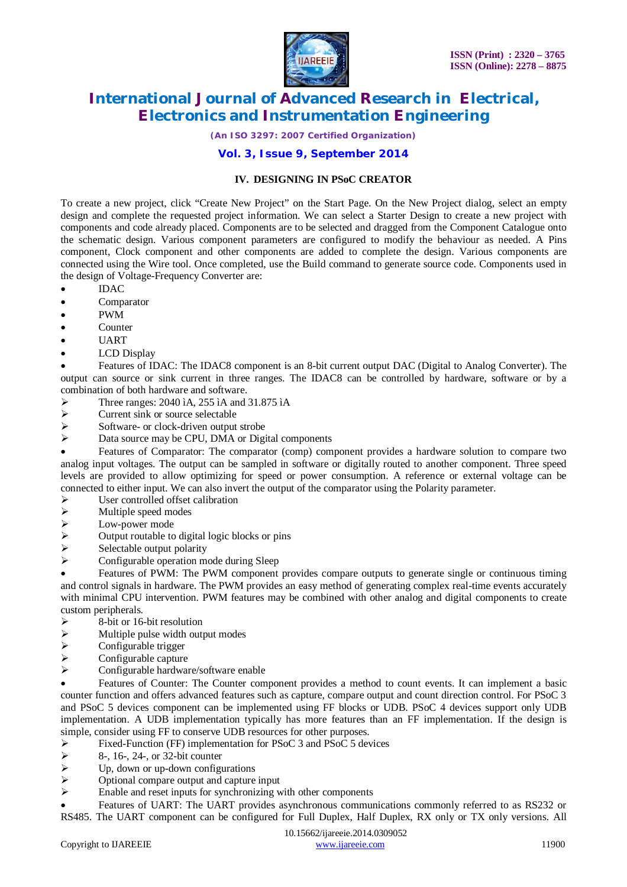### IV. DESIGNING IN PSoC CREATOR

To create a new project, click "Create New Project" on the Start Page. On the New Project dialog, select an empty design and complete the requested project information. We can select a Starter Design to create a new project with components and code already placed. Components are to be selected and dragged from the Component Catalogue onto the schematic design. Various component parameters are configured to modify the behaviour as needed. A Pins component, Clock component and other components are added to complete the design. Various components are connected using the Wire tool. Once completed, use the Build command to generate source code. Components used in the design of Voltage-Frequency Converter are:

- IDAC
- Comparator
- PWM
- Counter
- UART
- LCD Display
- Features of IDAC: The IDAC8 component is an 8-bit current output DAC (Digital to Analog Converter). The output can source or sink current in three ranges. The IDAC8 can be controlled by hardware, software or by a combination of both hardware and software.
  - ➢ Three ranges: 2040 ìA, 255 ìA and 31.875 ìA
  - ➢ Current sink or source selectable
  - ➢ Software- or clock-driven output strobe
  - ➢ Data source may be CPU, DMA or Digital components
- Features of Comparator: The comparator (comp) component provides a hardware solution to compare two analog input voltages. The output can be sampled in software or digitally routed to another component. Three speed levels are provided to allow optimizing for speed or power consumption. A reference or external voltage can be connected to either input. We can also invert the output of the comparator using the Polarity parameter.
  - ➢ User controlled offset calibration
  - ➢ Multiple speed modes
  - ➢ Low-power mode
  - ➢ Output routable to digital logic blocks or pins
  - ➢ Selectable output polarity
  - ➢ Configurable operation mode during Sleep
- Features of PWM: The PWM component provides compare outputs to generate single or continuous timing and control signals in hardware. The PWM provides an easy method of generating complex real-time events accurately with minimal CPU intervention. PWM features may be combined with other analog and digital components to create custom peripherals.
  - ➢ 8-bit or 16-bit resolution
  - ➢ Multiple pulse width output modes
  - ➢ Configurable trigger
  - ➢ Configurable capture
  - ➢ Configurable hardware/software enable
- Features of Counter: The Counter component provides a method to count events. It can implement a basic counter function and offers advanced features such as capture, compare output and count direction control. For PSoC 3 and PSoC 5 devices component can be implemented using FF blocks or UDB. PSoC 4 devices support only UDB implementation. A UDB implementation typically has more features than an FF implementation. If the design is simple, consider using FF to conserve UDB resources for other purposes.
  - ➢ Fixed-Function (FF) implementation for PSoC 3 and PSoC 5 devices
  - ➢ 8-, 16-, 24-, or 32-bit counter
  - ➢ Up, down or up-down configurations
  - ➢ Optional compare output and capture input
  - ➢ Enable and reset inputs for synchronizing with other components
- Features of UART: The UART provides asynchronous communications commonly referred to as RS232 or RS485. The UART component can be configured for Full Duplex, Half Duplex, RX only or TX only versions. All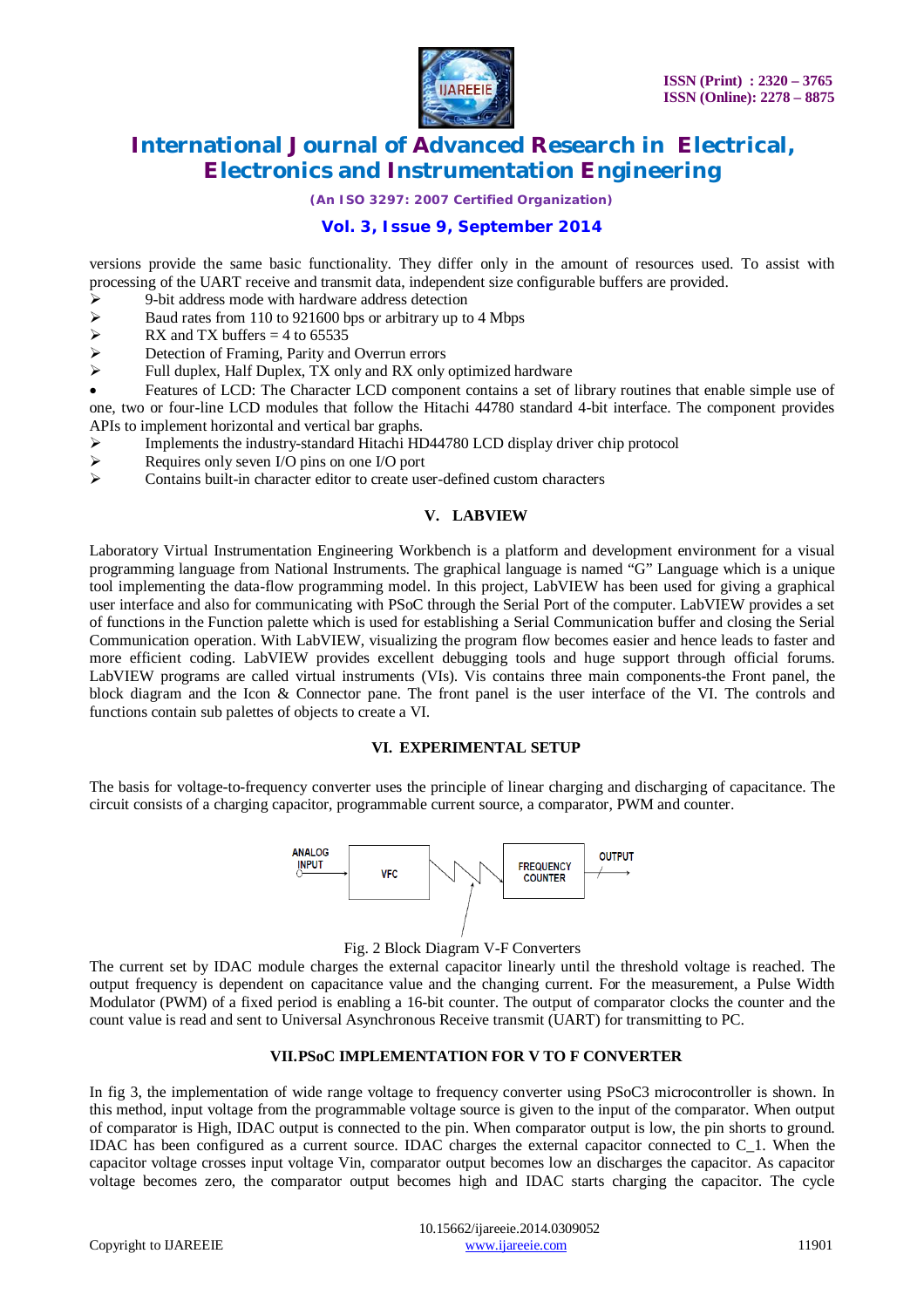versions provide the same basic functionality. They differ only in the amount of resources used. To assist with processing of the UART receive and transmit data, independent size configurable buffers are provided.

- 9-bit address mode with hardware address detection
- Baud rates from 110 to 921600 bps or arbitrary up to 4 Mbps
- RX and TX buffers = 4 to 65535
- Detection of Framing, Parity and Overrun errors
- Full duplex, Half Duplex, TX only and RX only optimized hardware

- Features of LCD: The Character LCD component contains a set of library routines that enable simple use of one, two or four-line LCD modules that follow the Hitachi 44780 standard 4-bit interface. The component provides APIs to implement horizontal and vertical bar graphs.

- Implements the industry-standard Hitachi HD44780 LCD display driver chip protocol
- Requires only seven I/O pins on one I/O port
- Contains built-in character editor to create user-defined custom characters

## V. LABVIEW

Laboratory Virtual Instrumentation Engineering Workbench is a platform and development environment for a visual programming language from National Instruments. The graphical language is named "G" Language which is a unique tool implementing the data-flow programming model. In this project, LabVIEW has been used for giving a graphical user interface and also for communicating with PSoC through the Serial Port of the computer. LabVIEW provides a set of functions in the Function palette which is used for establishing a Serial Communication buffer and closing the Serial Communication operation. With LabVIEW, visualizing the program flow becomes easier and hence leads to faster and more efficient coding. LabVIEW provides excellent debugging tools and huge support through official forums. LabVIEW programs are called virtual instruments (VIs). Vis contains three main components-the Front panel, the block diagram and the Icon & Connector pane. The front panel is the user interface of the VI. The controls and functions contain sub palettes of objects to create a VI.

## VI. EXPERIMENTAL SETUP

The basis for voltage-to-frequency converter uses the principle of linear charging and discharging of capacitance. The circuit consists of a charging capacitor, programmable current source, a comparator, PWM and counter.

ANALOG INPUT → VFC → FREQUENCY COUNTER → OUTPUT

Fig. 2 Block Diagram V-F Converters

The current set by IDAC module charges the external capacitor linearly until the threshold voltage is reached. The output frequency is dependent on capacitance value and the changing current. For the measurement, a Pulse Width Modulator (PWM) of a fixed period is enabling a 16-bit counter. The output of comparator clocks the counter and the count value is read and sent to Universal Asynchronous Receive transmit (UART) for transmitting to PC.

## VII. PSoC IMPLEMENTATION FOR V TO F CONVERTER

In fig 3, the implementation of wide range voltage to frequency converter using PSoC3 microcontroller is shown. In this method, input voltage from the programmable voltage source is given to the input of the comparator. When output of comparator is High, IDAC output is connected to the pin. When comparator output is low, the pin shorts to ground. IDAC has been configured as a current source. IDAC charges the external capacitor connected to C_1. When the capacitor voltage crosses input voltage Vin, comparator output becomes low an discharges the capacitor. As capacitor voltage becomes zero, the comparator output becomes high and IDAC starts charging the capacitor. The cycle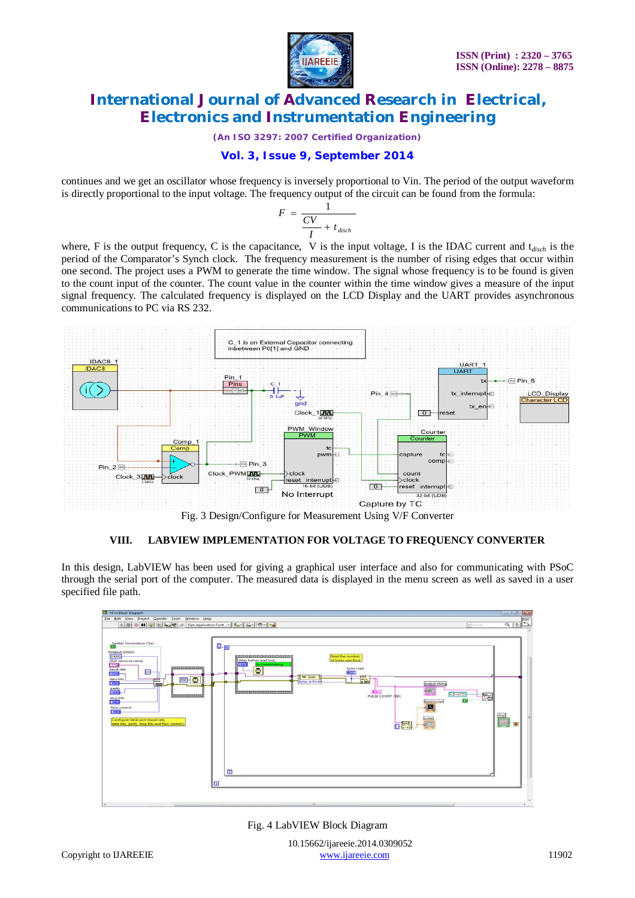continues and we get an oscillator whose frequency is inversely proportional to Vin. The period of the output waveform is directly proportional to the input voltage. The frequency output of the circuit can be found from the formula:

$$F = \frac{1}{\frac{CV}{I} + t_{disch}}$$

where, F is the output frequency, C is the capacitance, V is the input voltage, I is the IDAC current and $t_{disch}$ is the period of the Comparator's Synch clock. The frequency measurement is the number of rising edges that occur within one second. The project uses a PWM to generate the time window. The signal whose frequency is to be found is given to the count input of the counter. The count value in the counter within the time window gives a measure of the input signal frequency. The calculated frequency is displayed on the LCD Display and the UART provides asynchronous communications to PC via RS 232.

Fig. 3 Design/Configure for Measurement Using V/F Converter

## VIII. LABVIEW IMPLEMENTATION FOR VOLTAGE TO FREQUENCY CONVERTER

In this design, LabVIEW has been used for giving a graphical user interface and also for communicating with PSoC through the serial port of the computer. The measured data is displayed in the menu screen as well as saved in a user specified file path.

Fig. 4 LabVIEW Block Diagram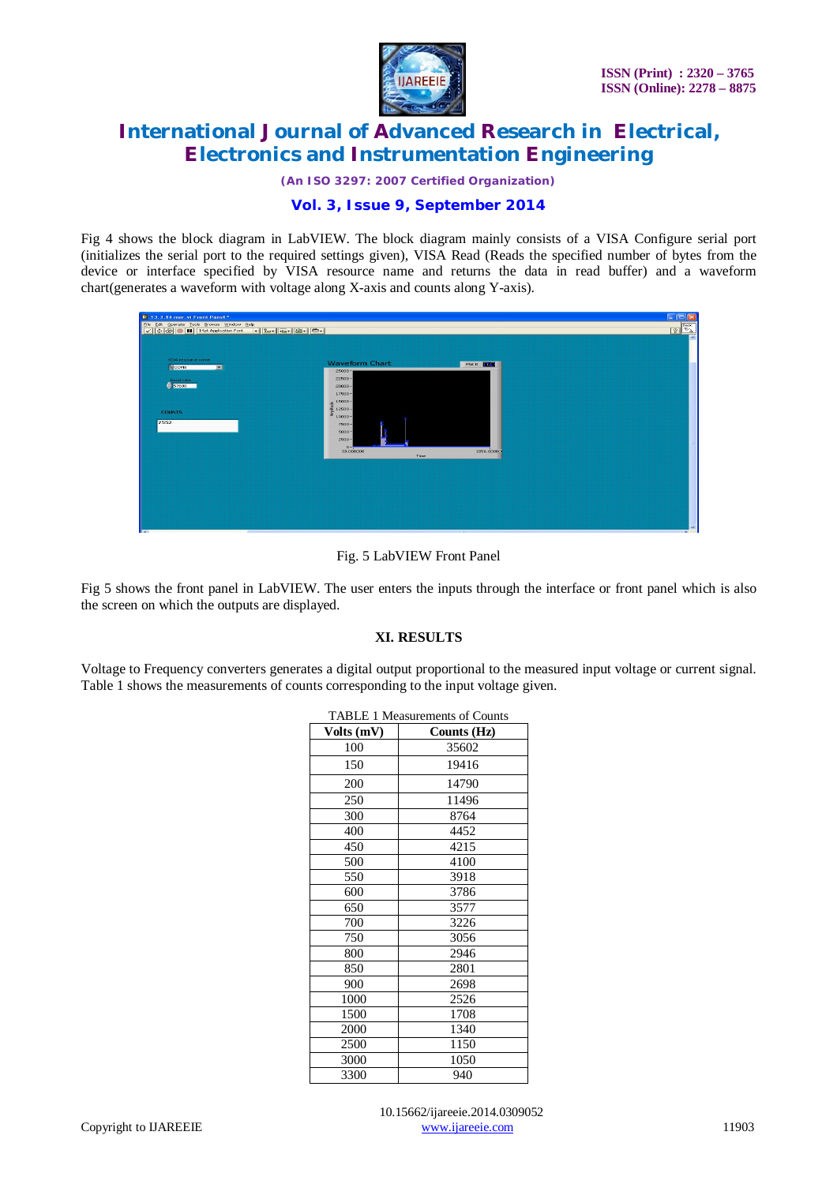Fig 4 shows the block diagram in LabVIEW. The block diagram mainly consists of a VISA Configure serial port (initializes the serial port to the required settings given), VISA Read (Reads the specified number of bytes from the device or interface specified by VISA resource name and returns the data in read buffer) and a waveform chart(generates a waveform with voltage along X-axis and counts along Y-axis).

Fig. 5 LabVIEW Front Panel

Fig 5 shows the front panel in LabVIEW. The user enters the inputs through the interface or front panel which is also the screen on which the outputs are displayed.

## XI. RESULTS

Voltage to Frequency converters generates a digital output proportional to the measured input voltage or current signal. Table 1 shows the measurements of counts corresponding to the input voltage given.

TABLE 1 Measurements of Counts

| Volts (mV) | Counts (Hz) |
|---|---|
| 100 | 35602 |
| 150 | 19416 |
| 200 | 14790 |
| 250 | 11496 |
| 300 | 8764 |
| 400 | 4452 |
| 450 | 4215 |
| 500 | 4100 |
| 550 | 3918 |
| 600 | 3786 |
| 650 | 3577 |
| 700 | 3226 |
| 750 | 3056 |
| 800 | 2946 |
| 850 | 2801 |
| 900 | 2698 |
| 1000 | 2526 |
| 1500 | 1708 |
| 2000 | 1340 |
| 2500 | 1150 |
| 3000 | 1050 |
| 3300 | 940 |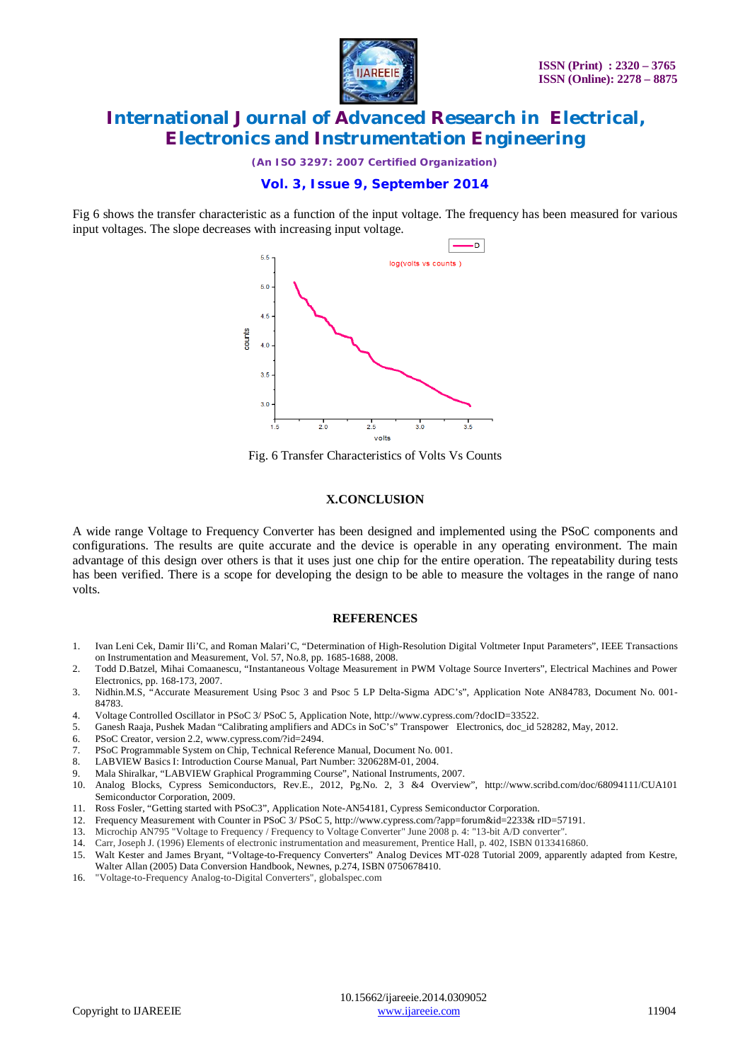Fig 6 shows the transfer characteristic as a function of the input voltage. The frequency has been measured for various input voltages. The slope decreases with increasing input voltage.

D

log(volts vs counts )

counts

5.5
5.0
4.5
4.0
3.5
3.0

1.5 2.0 2.5 3.0 3.5

volts

Fig. 6 Transfer Characteristics of Volts Vs Counts

## X.CONCLUSION

A wide range Voltage to Frequency Converter has been designed and implemented using the PSoC components and configurations. The results are quite accurate and the device is operable in any operating environment. The main advantage of this design over others is that it uses just one chip for the entire operation. The repeatability during tests has been verified. There is a scope for developing the design to be able to measure the voltages in the range of nano volts.

## REFERENCES

1. Ivan Leni Cek, Damir Ili'C, and Roman Malari'C, "Determination of High-Resolution Digital Voltmeter Input Parameters", IEEE Transactions on Instrumentation and Measurement, Vol. 57, No.8, pp. 1685-1688, 2008.
2. Todd D.Batzel, Mihai Comaanescu, "Instantaneous Voltage Measurement in PWM Voltage Source Inverters", Electrical Machines and Power Electronics, pp. 168-173, 2007.
3. Nidhin.M.S, "Accurate Measurement Using Psoc 3 and Psoc 5 LP Delta-Sigma ADC's", Application Note AN84783, Document No. 001-84783.
4. Voltage Controlled Oscillator in PSoC 3/ PSoC 5, Application Note, http://www.cypress.com/?docID=33522.
5. Ganesh Raaja, Pushek Madan "Calibrating amplifiers and ADCs in SoC's" Transpower Electronics, doc_id 528282, May, 2012.
6. PSoC Creator, version 2.2, www.cypress.com/?id=2494.
7. PSoC Programmable System on Chip, Technical Reference Manual, Document No. 001.
8. LABVIEW Basics I: Introduction Course Manual, Part Number: 320628M-01, 2004.
9. Mala Shiralkar, "LABVIEW Graphical Programming Course", National Instruments, 2007.
10. Analog Blocks, Cypress Semiconductors, Rev.E., 2012, Pg.No. 2, 3 &4 Overview", http://www.scribd.com/doc/68094111/CUA101 Semiconductor Corporation, 2009.
11. Ross Fosler, "Getting started with PSoC3", Application Note-AN54181, Cypress Semiconductor Corporation.
12. Frequency Measurement with Counter in PSoC 3/ PSoC 5, http://www.cypress.com/?app=forum&id=2233& rID=57191.
13. Microchip AN795 "Voltage to Frequency / Frequency to Voltage Converter" June 2008 p. 4: "13-bit A/D converter".
14. Carr, Joseph J. (1996) Elements of electronic instrumentation and measurement, Prentice Hall, p. 402, ISBN 0133416860.
15. Walt Kester and James Bryant, "Voltage-to-Frequency Converters" Analog Devices MT-028 Tutorial 2009, apparently adapted from Kestre, Walter Allan (2005) Data Conversion Handbook, Newnes, p.274, ISBN 0750678410.
16. "Voltage-to-Frequency Analog-to-Digital Converters", globalspec.com